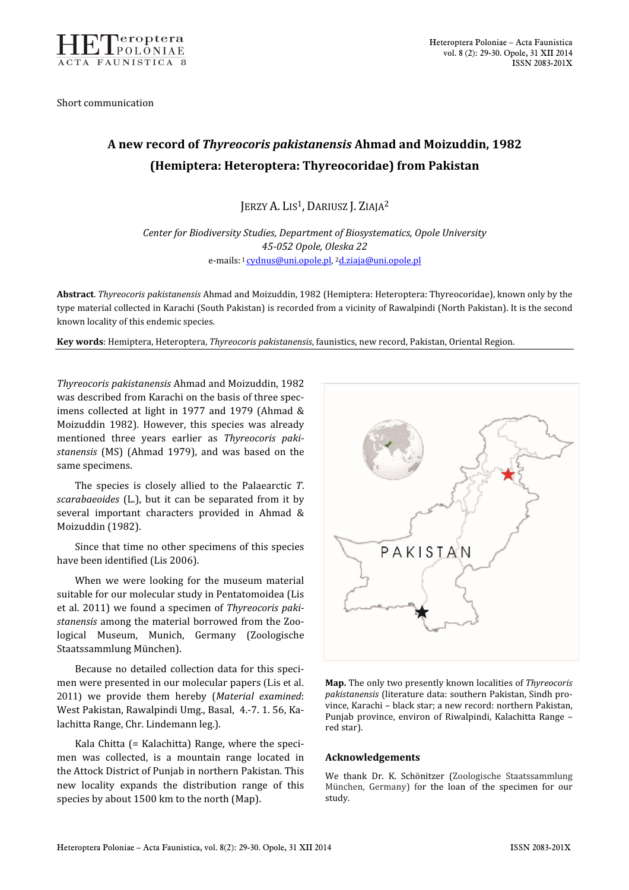Short communication

# A new record of *Thyreocoris pakistanensis* Ahmad and Moizuddin, 1982 (Hemiptera: Heteroptera: Thyreocoridae) from Pakistan

JERZY A. LIS[1], DARIUSZ J. ZIAJA[2]

*Center for Biodiversity Studies, Department of Biosystematics, Opole University*
*45-052 Opole, Oleska 22*
e-mails: [1] cydnus@uni.opole.pl, [2] d.ziaja@uni.opole.pl

**Abstract**. *Thyreocoris pakistanensis* Ahmad and Moizuddin, 1982 (Hemiptera: Heteroptera: Thyreocoridae), known only by the type material collected in Karachi (South Pakistan) is recorded from a vicinity of Rawalpindi (North Pakistan). It is the second known locality of this endemic species.

**Key words**: Hemiptera, Heteroptera, *Thyreocoris pakistanensis*, faunistics, new record, Pakistan, Oriental Region.

---

*Thyreocoris pakistanensis* Ahmad and Moizuddin, 1982 was described from Karachi on the basis of three specimens collected at light in 1977 and 1979 (Ahmad & Moizuddin 1982). However, this species was already mentioned three years earlier as *Thyreocoris pakistanensis* (MS) (Ahmad 1979), and was based on the same specimens.

The species is closely allied to the Palaearctic *T. scarabaeoides* (L.), but it can be separated from it by several important characters provided in Ahmad & Moizuddin (1982).

Since that time no other specimens of this species have been identified (Lis 2006).

When we were looking for the museum material suitable for our molecular study in Pentatomoidea (Lis et al. 2011) we found a specimen of *Thyreocoris pakistanensis* among the material borrowed from the Zoological Museum, Munich, Germany (Zoologische Staatssammlung München).

Because no detailed collection data for this specimen were presented in our molecular papers (Lis et al. 2011) we provide them hereby (*Material examined*: West Pakistan, Rawalpindi Umg., Basal, 4.-7. 1. 56, Kalachitta Range, Chr. Lindemann leg.).

Kala Chitta (= Kalachitta) Range, where the specimen was collected, is a mountain range located in the Attock District of Punjab in northern Pakistan. This new locality expands the distribution range of this species by about 1500 km to the north (Map).

**Map.** The only two presently known localities of *Thyreocoris pakistanensis* (literature data: southern Pakistan, Sindh province, Karachi – black star; a new record: northern Pakistan, Punjab province, environ of Riwalpindi, Kalachitta Range – red star).

## Acknowledgements

We thank Dr. K. Schönitzer (Zoologische Staatssammlung München, Germany) for the loan of the specimen for our study.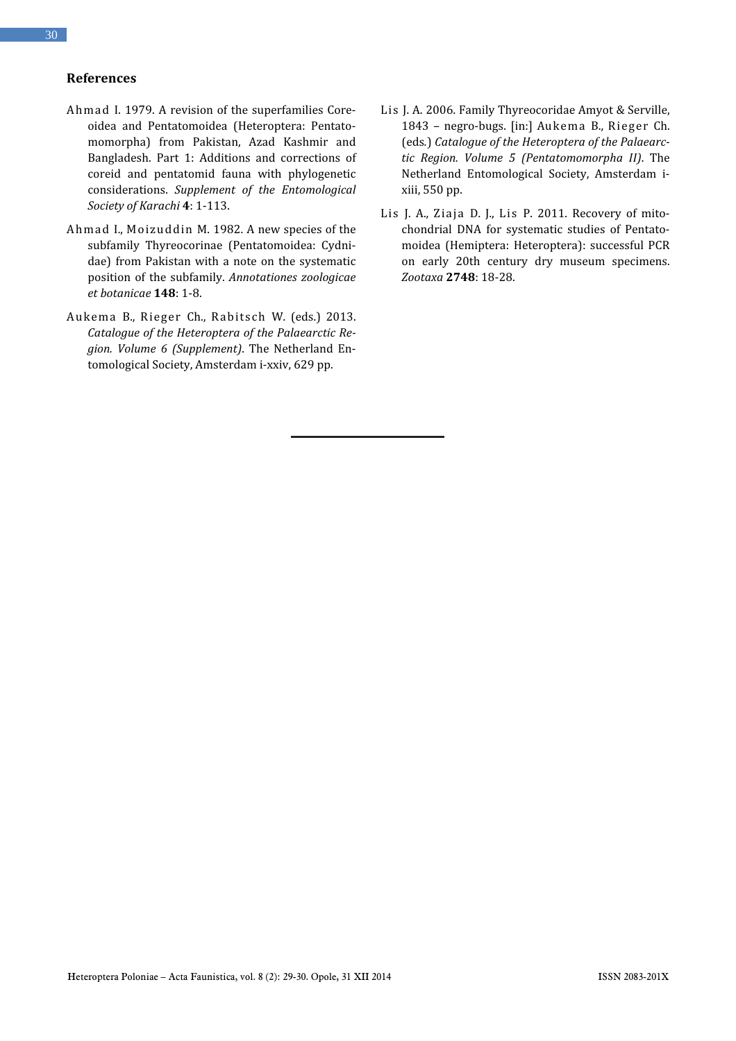## References

Ahmad I. 1979. A revision of the superfamilies Coreoidea and Pentatomoidea (Heteroptera: Pentatomomorpha) from Pakistan, Azad Kashmir and Bangladesh. Part 1: Additions and corrections of coreid and pentatomid fauna with phylogenetic considerations. *Supplement of the Entomological Society of Karachi* **4**: 1-113.

Ahmad I., Moizuddin M. 1982. A new species of the subfamily Thyreocorinae (Pentatomoidea: Cydnidae) from Pakistan with a note on the systematic position of the subfamily. *Annotationes zoologicae et botanicae* **148**: 1-8.

Aukema B., Rieger Ch., Rabitsch W. (eds.) 2013. *Catalogue of the Heteroptera of the Palaearctic Region. Volume 6 (Supplement)*. The Netherland Entomological Society, Amsterdam i-xxiv, 629 pp.

Lis J. A. 2006. Family Thyreocoridae Amyot & Serville, 1843 – negro-bugs. [in:] Aukema B., Rieger Ch. (eds.) *Catalogue of the Heteroptera of the Palaearctic Region. Volume 5 (Pentatomomorpha II)*. The Netherland Entomological Society, Amsterdam i-xiii, 550 pp.

Lis J. A., Ziaja D. J., Lis P. 2011. Recovery of mitochondrial DNA for systematic studies of Pentatomoidea (Hemiptera: Heteroptera): successful PCR on early 20th century dry museum specimens. *Zootaxa* **2748**: 18-28.